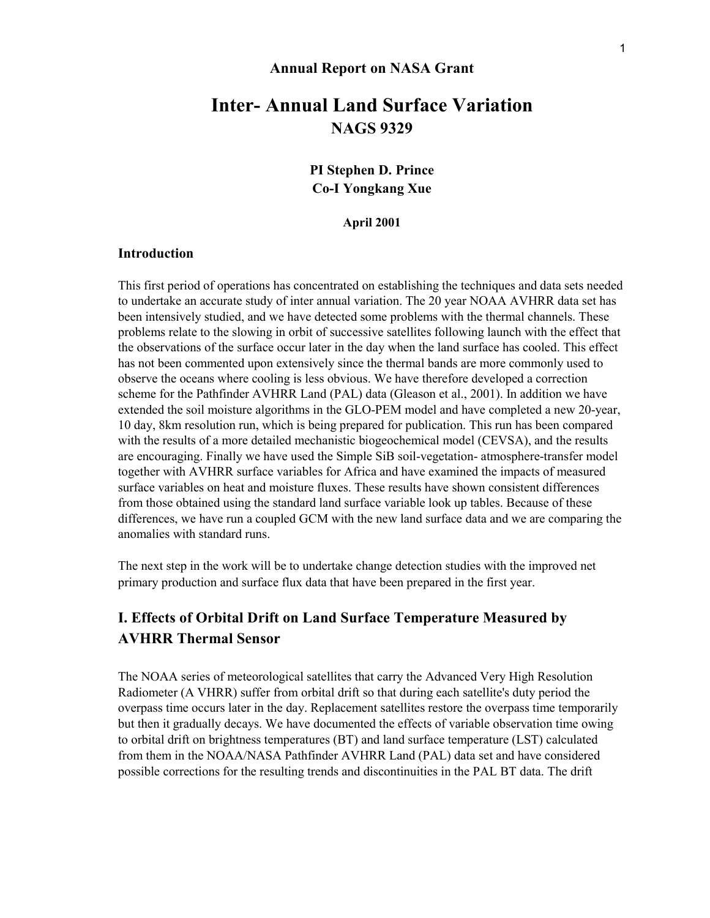**Annual Report on NASA Grant**

# Inter- Annual Land Surface Variation

## NAGS 9329

**PI Stephen D. Prince**
**Co-I Yongkang Xue**

**April 2001**

### Introduction

This first period of operations has concentrated on establishing the techniques and data sets needed to undertake an accurate study of inter annual variation. The 20 year NOAA AVHRR data set has been intensively studied, and we have detected some problems with the thermal channels. These problems relate to the slowing in orbit of successive satellites following launch with the effect that the observations of the surface occur later in the day when the land surface has cooled. This effect has not been commented upon extensively since the thermal bands are more commonly used to observe the oceans where cooling is less obvious. We have therefore developed a correction scheme for the Pathfinder AVHRR Land (PAL) data (Gleason et al., 2001). In addition we have extended the soil moisture algorithms in the GLO-PEM model and have completed a new 20-year, 10 day, 8km resolution run, which is being prepared for publication. This run has been compared with the results of a more detailed mechanistic biogeochemical model (CEVSA), and the results are encouraging. Finally we have used the Simple SiB soil-vegetation- atmosphere-transfer model together with AVHRR surface variables for Africa and have examined the impacts of measured surface variables on heat and moisture fluxes. These results have shown consistent differences from those obtained using the standard land surface variable look up tables. Because of these differences, we have run a coupled GCM with the new land surface data and we are comparing the anomalies with standard runs.

The next step in the work will be to undertake change detection studies with the improved net primary production and surface flux data that have been prepared in the first year.

### I. Effects of Orbital Drift on Land Surface Temperature Measured by AVHRR Thermal Sensor

The NOAA series of meteorological satellites that carry the Advanced Very High Resolution Radiometer (A VHRR) suffer from orbital drift so that during each satellite's duty period the overpass time occurs later in the day. Replacement satellites restore the overpass time temporarily but then it gradually decays. We have documented the effects of variable observation time owing to orbital drift on brightness temperatures (BT) and land surface temperature (LST) calculated from them in the NOAA/NASA Pathfinder AVHRR Land (PAL) data set and have considered possible corrections for the resulting trends and discontinuities in the PAL BT data. The drift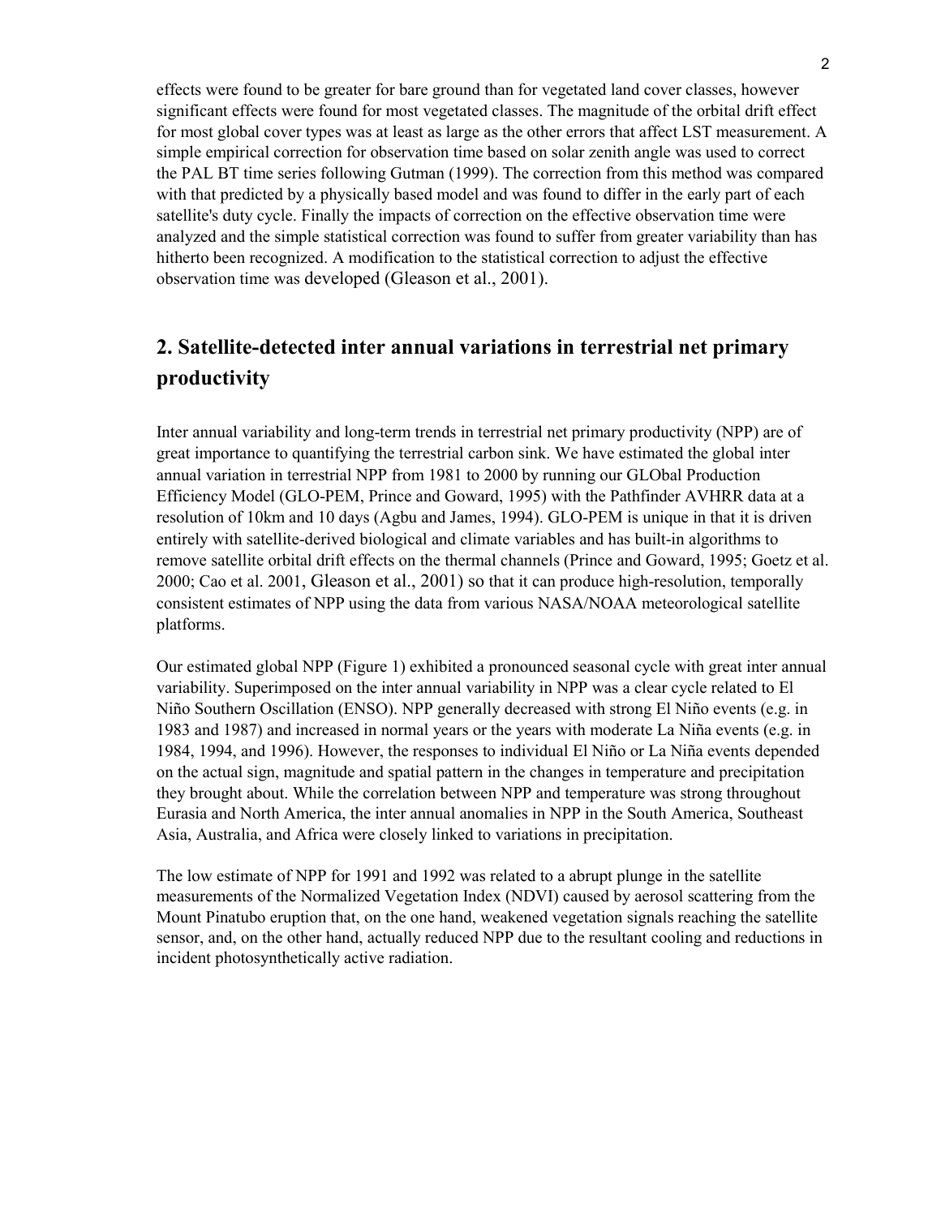effects were found to be greater for bare ground than for vegetated land cover classes, however significant effects were found for most vegetated classes. The magnitude of the orbital drift effect for most global cover types was at least as large as the other errors that affect LST measurement. A simple empirical correction for observation time based on solar zenith angle was used to correct the PAL BT time series following Gutman (1999). The correction from this method was compared with that predicted by a physically based model and was found to differ in the early part of each satellite's duty cycle. Finally the impacts of correction on the effective observation time were analyzed and the simple statistical correction was found to suffer from greater variability than has hitherto been recognized. A modification to the statistical correction to adjust the effective observation time was developed (Gleason et al., 2001).

## 2. Satellite-detected inter annual variations in terrestrial net primary productivity

Inter annual variability and long-term trends in terrestrial net primary productivity (NPP) are of great importance to quantifying the terrestrial carbon sink. We have estimated the global inter annual variation in terrestrial NPP from 1981 to 2000 by running our GLObal Production Efficiency Model (GLO-PEM, Prince and Goward, 1995) with the Pathfinder AVHRR data at a resolution of 10km and 10 days (Agbu and James, 1994). GLO-PEM is unique in that it is driven entirely with satellite-derived biological and climate variables and has built-in algorithms to remove satellite orbital drift effects on the thermal channels (Prince and Goward, 1995; Goetz et al. 2000; Cao et al. 2001, Gleason et al., 2001) so that it can produce high-resolution, temporally consistent estimates of NPP using the data from various NASA/NOAA meteorological satellite platforms.

Our estimated global NPP (Figure 1) exhibited a pronounced seasonal cycle with great inter annual variability. Superimposed on the inter annual variability in NPP was a clear cycle related to El Niño Southern Oscillation (ENSO). NPP generally decreased with strong El Niño events (e.g. in 1983 and 1987) and increased in normal years or the years with moderate La Niña events (e.g. in 1984, 1994, and 1996). However, the responses to individual El Niño or La Niña events depended on the actual sign, magnitude and spatial pattern in the changes in temperature and precipitation they brought about. While the correlation between NPP and temperature was strong throughout Eurasia and North America, the inter annual anomalies in NPP in the South America, Southeast Asia, Australia, and Africa were closely linked to variations in precipitation.

The low estimate of NPP for 1991 and 1992 was related to a abrupt plunge in the satellite measurements of the Normalized Vegetation Index (NDVI) caused by aerosol scattering from the Mount Pinatubo eruption that, on the one hand, weakened vegetation signals reaching the satellite sensor, and, on the other hand, actually reduced NPP due to the resultant cooling and reductions in incident photosynthetically active radiation.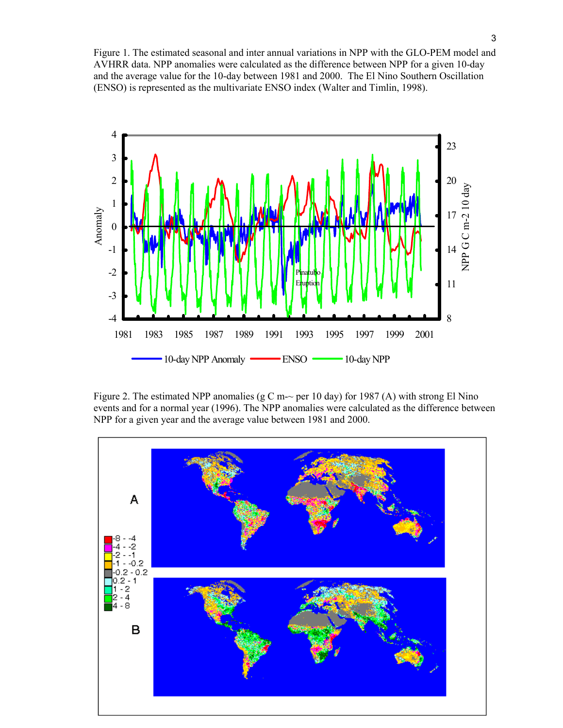Figure 1. The estimated seasonal and inter annual variations in NPP with the GLO-PEM model and AVHRR data. NPP anomalies were calculated as the difference between NPP for a given 10-day and the average value for the 10-day between 1981 and 2000. The El Nino Southern Oscillation (ENSO) is represented as the multivariate ENSO index (Walter and Timlin, 1998).

Figure 2. The estimated NPP anomalies (g C m-~ per 10 day) for 1987 (A) with strong El Nino events and for a normal year (1996). The NPP anomalies were calculated as the difference between NPP for a given year and the average value between 1981 and 2000.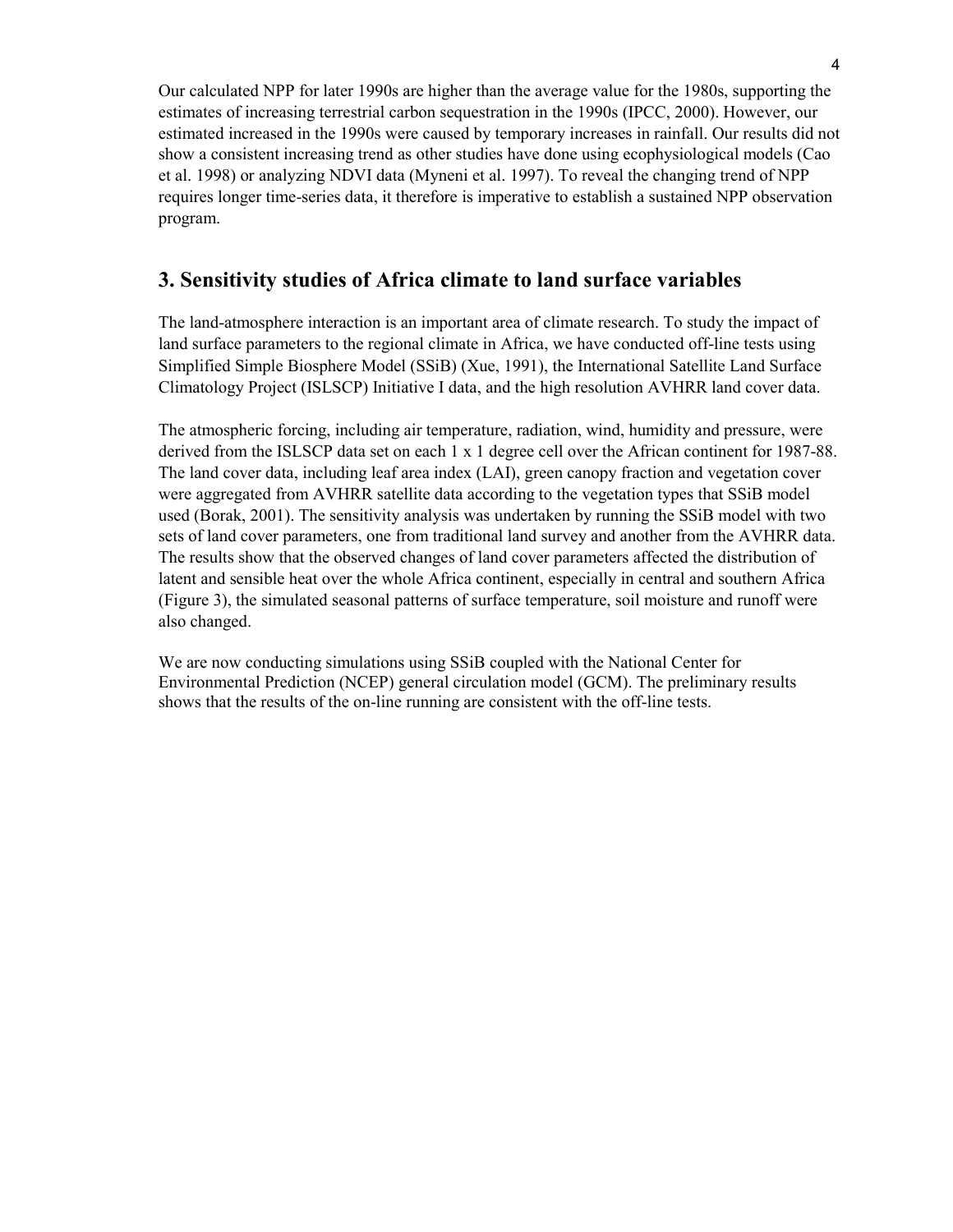Our calculated NPP for later 1990s are higher than the average value for the 1980s, supporting the estimates of increasing terrestrial carbon sequestration in the 1990s (IPCC, 2000). However, our estimated increased in the 1990s were caused by temporary increases in rainfall. Our results did not show a consistent increasing trend as other studies have done using ecophysiological models (Cao et al. 1998) or analyzing NDVI data (Myneni et al. 1997). To reveal the changing trend of NPP requires longer time-series data, it therefore is imperative to establish a sustained NPP observation program.

## 3. Sensitivity studies of Africa climate to land surface variables

The land-atmosphere interaction is an important area of climate research. To study the impact of land surface parameters to the regional climate in Africa, we have conducted off-line tests using Simplified Simple Biosphere Model (SSiB) (Xue, 1991), the International Satellite Land Surface Climatology Project (ISLSCP) Initiative I data, and the high resolution AVHRR land cover data.

The atmospheric forcing, including air temperature, radiation, wind, humidity and pressure, were derived from the ISLSCP data set on each 1 x 1 degree cell over the African continent for 1987-88. The land cover data, including leaf area index (LAI), green canopy fraction and vegetation cover were aggregated from AVHRR satellite data according to the vegetation types that SSiB model used (Borak, 2001). The sensitivity analysis was undertaken by running the SSiB model with two sets of land cover parameters, one from traditional land survey and another from the AVHRR data. The results show that the observed changes of land cover parameters affected the distribution of latent and sensible heat over the whole Africa continent, especially in central and southern Africa (Figure 3), the simulated seasonal patterns of surface temperature, soil moisture and runoff were also changed.

We are now conducting simulations using SSiB coupled with the National Center for Environmental Prediction (NCEP) general circulation model (GCM). The preliminary results shows that the results of the on-line running are consistent with the off-line tests.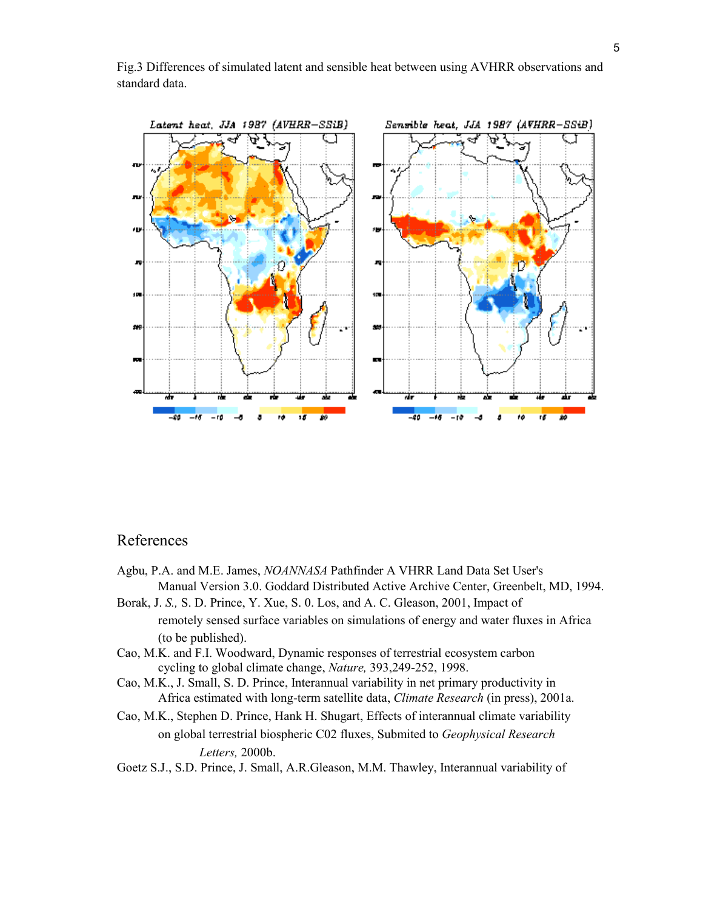Fig.3 Differences of simulated latent and sensible heat between using AVHRR observations and standard data.

## References

Agbu, P.A. and M.E. James, *NOANNASA* Pathfinder A VHRR Land Data Set User's Manual Version 3.0. Goddard Distributed Active Archive Center, Greenbelt, MD, 1994.

Borak, J. *S.,* S. D. Prince, Y. Xue, S. 0. Los, and A. C. Gleason, 2001, Impact of remotely sensed surface variables on simulations of energy and water fluxes in Africa (to be published).

Cao, M.K. and F.I. Woodward, Dynamic responses of terrestrial ecosystem carbon cycling to global climate change, *Nature,* 393,249-252, 1998.

Cao, M.K., J. Small, S. D. Prince, Interannual variability in net primary productivity in Africa estimated with long-term satellite data, *Climate Research* (in press), 2001a.

Cao, M.K., Stephen D. Prince, Hank H. Shugart, Effects of interannual climate variability on global terrestrial biospheric C02 fluxes, Submited to *Geophysical Research Letters,* 2000b.

Goetz S.J., S.D. Prince, J. Small, A.R.Gleason, M.M. Thawley, Interannual variability of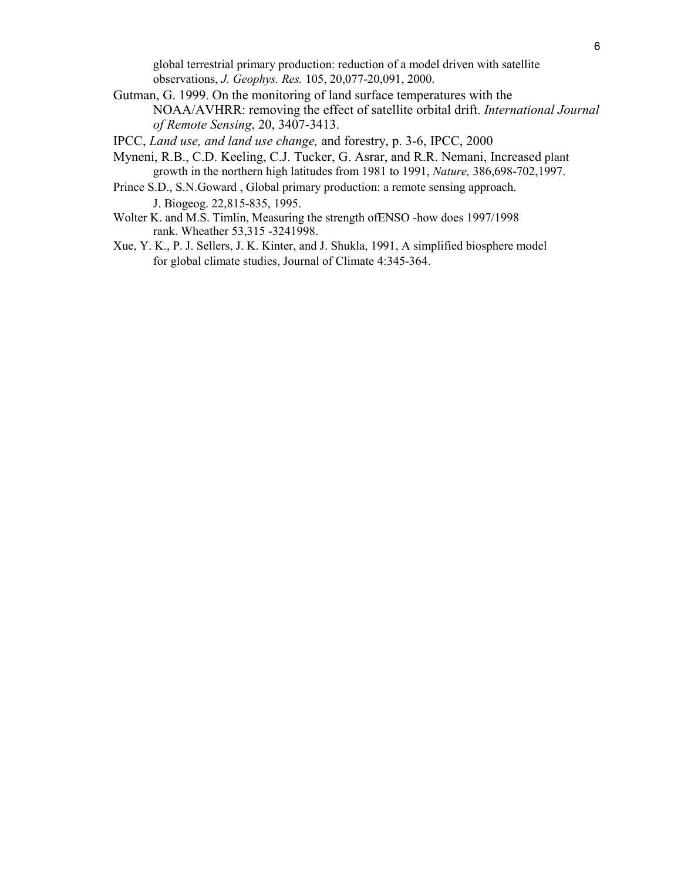global terrestrial primary production: reduction of a model driven with satellite observations, *J. Geophys. Res.* 105, 20,077-20,091, 2000.

Gutman, G. 1999. On the monitoring of land surface temperatures with the NOAA/AVHRR: removing the effect of satellite orbital drift. *International Journal of Remote Sensing*, 20, 3407-3413.

IPCC, *Land use, and land use change,* and forestry, p. 3-6, IPCC, 2000

Myneni, R.B., C.D. Keeling, C.J. Tucker, G. Asrar, and R.R. Nemani, Increased plant growth in the northern high latitudes from 1981 to 1991, *Nature,* 386,698-702,1997.

Prince S.D., S.N.Goward , Global primary production: a remote sensing approach. J. Biogeog. 22,815-835, 1995.

Wolter K. and M.S. Timlin, Measuring the strength ofENSO -how does 1997/1998 rank. Wheather 53,315 -3241998.

Xue, Y. K., P. J. Sellers, J. K. Kinter, and J. Shukla, 1991, A simplified biosphere model for global climate studies, Journal of Climate 4:345-364.